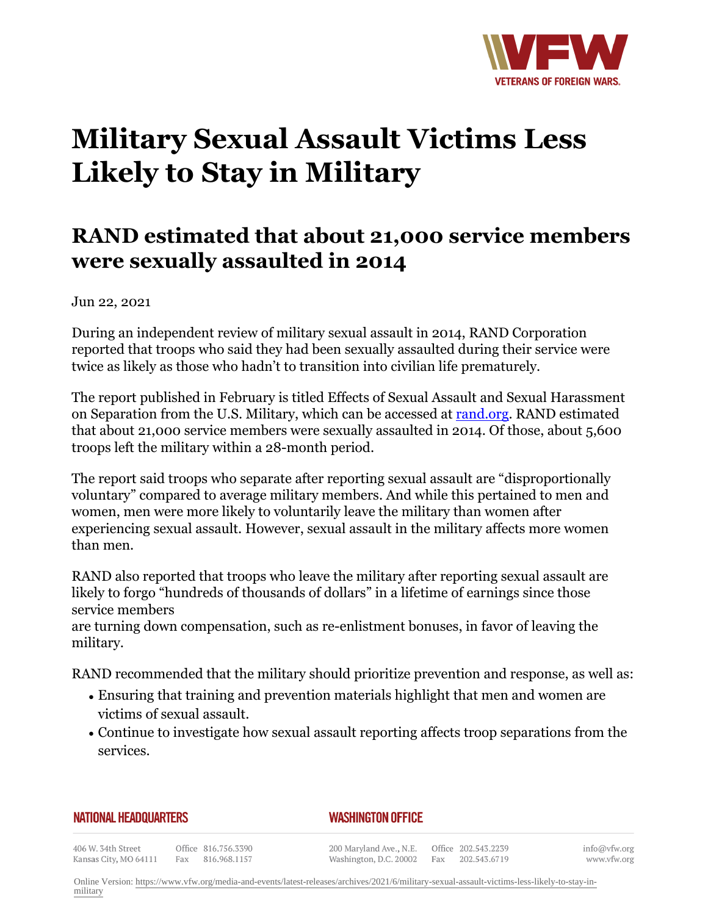# Military Sexual Assault Victims Less Likely to Stay in Military

## RAND estimated that about 21,000 service members were sexually assaulted in 2014

Jun 22, 2021

During an independent review of military sexual assault in 2014, RAND Corporation reported that troops who said they had been sexually assaulted during their service were twice as likely as those who hadn't to transition into civilian life prematurely.

The report published in February is titled Effects of Sexual Assault and Sexual Harassment on Separation from the U.S. Military, which can be accessed at [rand.org](https://rand.org). RAND estimated that about 21,000 service members were sexually assaulted in 2014. Of those, about 5,600 troops left the military within a 28-month period.

The report said troops who separate after reporting sexual assault are "disproportionally voluntary" compared to average military members. And while this pertained to men and women, men were more likely to voluntarily leave the military than women after experiencing sexual assault. However, sexual assault in the military affects more women than men.

RAND also reported that troops who leave the military after reporting sexual assault are likely to forgo "hundreds of thousands of dollars" in a lifetime of earnings since those service members are turning down compensation, such as re-enlistment bonuses, in favor of leaving the military.

RAND recommended that the military should prioritize prevention and response, as well as:

- Ensuring that training and prevention materials highlight that men and women are victims of sexual assault.
- Continue to investigate how sexual assault reporting affects troop separations from the services.

**NATIONAL HEADQUARTERS**

406 W. 34th Street
Kansas City, MO 64111
Office 816.756.3390
Fax 816.968.1157

**WASHINGTON OFFICE**

200 Maryland Ave., N.E.
Washington, D.C. 20002
Office 202.543.2239
Fax 202.543.6719

info@vfw.org
www.vfw.org

Online Version: https://www.vfw.org/media-and-events/latest-releases/archives/2021/6/military-sexual-assault-victims-less-likely-to-stay-in-military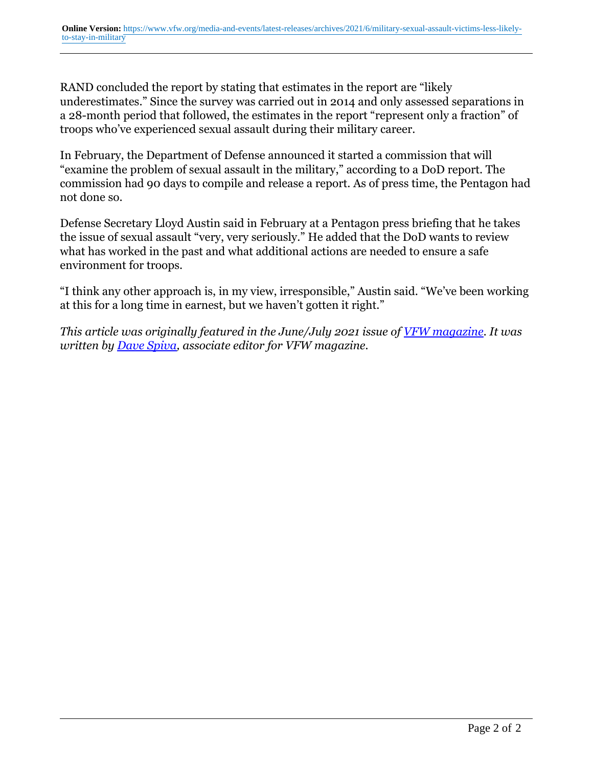RAND concluded the report by stating that estimates in the report are “likely underestimates.” Since the survey was carried out in 2014 and only assessed separations in a 28-month period that followed, the estimates in the report “represent only a fraction” of troops who’ve experienced sexual assault during their military career.

In February, the Department of Defense announced it started a commission that will “examine the problem of sexual assault in the military,” according to a DoD report. The commission had 90 days to compile and release a report. As of press time, the Pentagon had not done so.

Defense Secretary Lloyd Austin said in February at a Pentagon press briefing that he takes the issue of sexual assault “very, very seriously.” He added that the DoD wants to review what has worked in the past and what additional actions are needed to ensure a safe environment for troops.

“I think any other approach is, in my view, irresponsible,” Austin said. “We’ve been working at this for a long time in earnest, but we haven’t gotten it right.”

*This article was originally featured in the June/July 2021 issue of [VFW magazine](). It was written by [Dave Spiva](), associate editor for VFW magazine.*